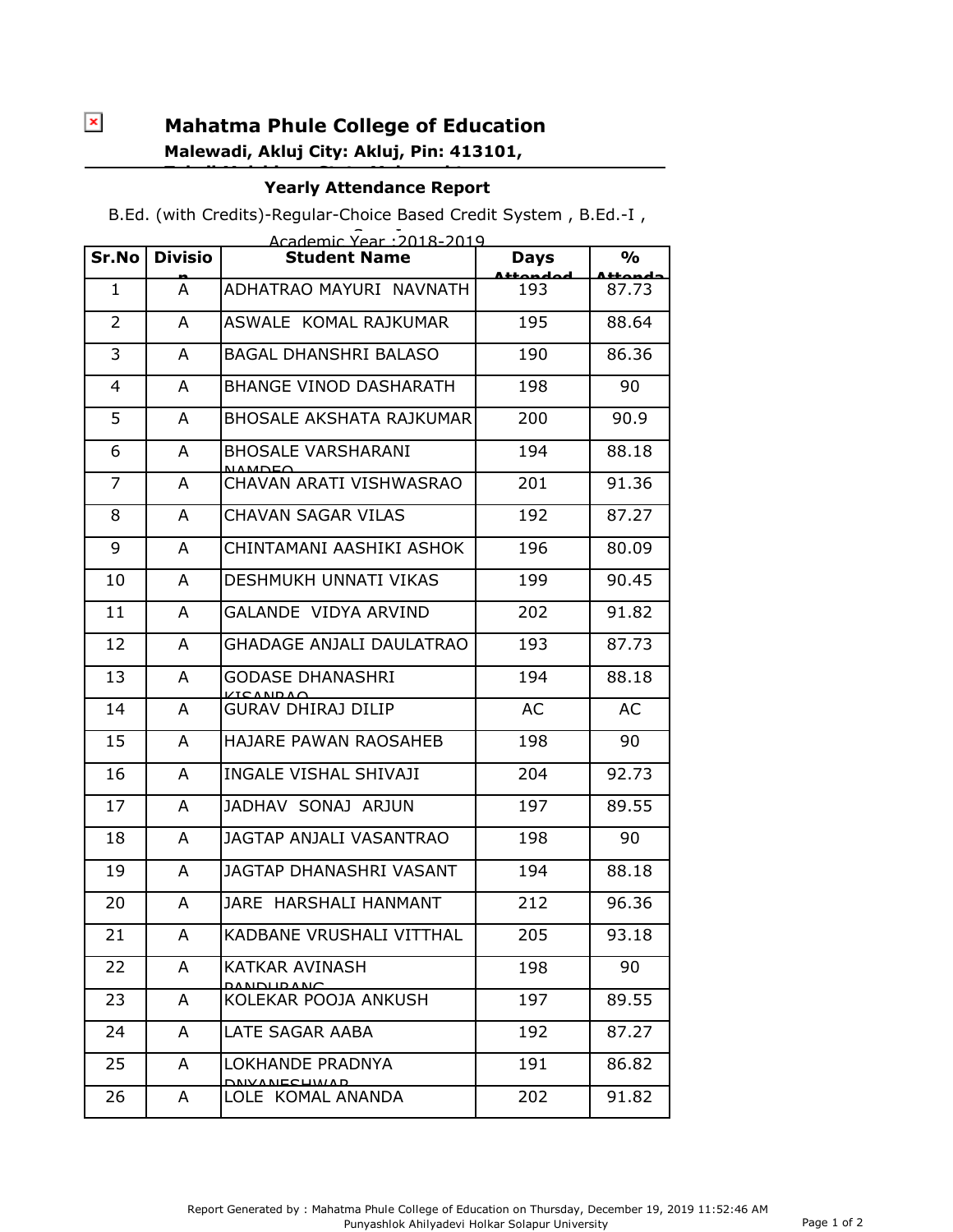# Mahatma Phule College of Education

**Malewadi, Akluj City: Akluj, Pin: 413101,**

**Yearly Attendance Report**

B.Ed. (with Credits)-Regular-Choice Based Credit System , B.Ed.-I ,

Academic Year :2018-2019

| Sr.No | Division | Student Name | Days Attended | % Attendance |
|---|---|---|---|---|
| 1 | A | ADHATRAO MAYURI NAVNATH | 193 | 87.73 |
| 2 | A | ASWALE KOMAL RAJKUMAR | 195 | 88.64 |
| 3 | A | BAGAL DHANSHRI BALASO | 190 | 86.36 |
| 4 | A | BHANGE VINOD DASHARATH | 198 | 90 |
| 5 | A | BHOSALE AKSHATA RAJKUMAR | 200 | 90.9 |
| 6 | A | BHOSALE VARSHARANI NAMDEO | 194 | 88.18 |
| 7 | A | CHAVAN ARATI VISHWASRAO | 201 | 91.36 |
| 8 | A | CHAVAN SAGAR VILAS | 192 | 87.27 |
| 9 | A | CHINTAMANI AASHIKI ASHOK | 196 | 80.09 |
| 10 | A | DESHMUKH UNNATI VIKAS | 199 | 90.45 |
| 11 | A | GALANDE VIDYA ARVIND | 202 | 91.82 |
| 12 | A | GHADAGE ANJALI DAULATRAO | 193 | 87.73 |
| 13 | A | GODASE DHANASHRI KISANRAO | 194 | 88.18 |
| 14 | A | GURAV DHIRAJ DILIP | AC | AC |
| 15 | A | HAJARE PAWAN RAOSAHEB | 198 | 90 |
| 16 | A | INGALE VISHAL SHIVAJI | 204 | 92.73 |
| 17 | A | JADHAV SONAJ ARJUN | 197 | 89.55 |
| 18 | A | JAGTAP ANJALI VASANTRAO | 198 | 90 |
| 19 | A | JAGTAP DHANASHRI VASANT | 194 | 88.18 |
| 20 | A | JARE HARSHALI HANMANT | 212 | 96.36 |
| 21 | A | KADBANE VRUSHALI VITTHAL | 205 | 93.18 |
| 22 | A | KATKAR AVINASH PANDURANG | 198 | 90 |
| 23 | A | KOLEKAR POOJA ANKUSH | 197 | 89.55 |
| 24 | A | LATE SAGAR AABA | 192 | 87.27 |
| 25 | A | LOKHANDE PRADNYA DNYANESHWAR | 191 | 86.82 |
| 26 | A | LOLE KOMAL ANANDA | 202 | 91.82 |

Report Generated by : Mahatma Phule College of Education on Thursday, December 19, 2019 11:52:46 AM
Punyashlok Ahilyadevi Holkar Solapur University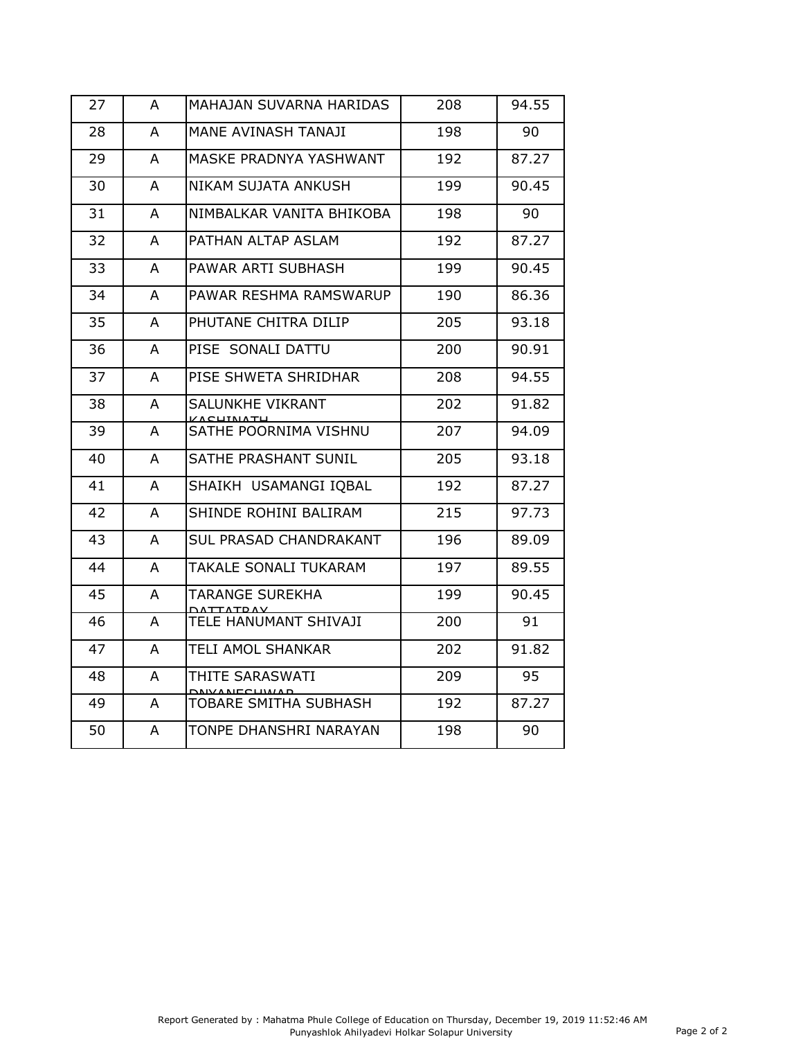| | | | | |
|---|---|---|---|---|
| 27 | A | MAHAJAN SUVARNA HARIDAS | 208 | 94.55 |
| 28 | A | MANE AVINASH TANAJI | 198 | 90 |
| 29 | A | MASKE PRADNYA YASHWANT | 192 | 87.27 |
| 30 | A | NIKAM SUJATA ANKUSH | 199 | 90.45 |
| 31 | A | NIMBALKAR VANITA BHIKOBA | 198 | 90 |
| 32 | A | PATHAN ALTAP ASLAM | 192 | 87.27 |
| 33 | A | PAWAR ARTI SUBHASH | 199 | 90.45 |
| 34 | A | PAWAR RESHMA RAMSWARUP | 190 | 86.36 |
| 35 | A | PHUTANE CHITRA DILIP | 205 | 93.18 |
| 36 | A | PISE SONALI DATTU | 200 | 90.91 |
| 37 | A | PISE SHWETA SHRIDHAR | 208 | 94.55 |
| 38 | A | SALUNKHE VIKRANT KASHINATH | 202 | 91.82 |
| 39 | A | SATHE POORNIMA VISHNU | 207 | 94.09 |
| 40 | A | SATHE PRASHANT SUNIL | 205 | 93.18 |
| 41 | A | SHAIKH USAMANGI IQBAL | 192 | 87.27 |
| 42 | A | SHINDE ROHINI BALIRAM | 215 | 97.73 |
| 43 | A | SUL PRASAD CHANDRAKANT | 196 | 89.09 |
| 44 | A | TAKALE SONALI TUKARAM | 197 | 89.55 |
| 45 | A | TARANGE SUREKHA DATTATRAY | 199 | 90.45 |
| 46 | A | TELE HANUMANT SHIVAJI | 200 | 91 |
| 47 | A | TELI AMOL SHANKAR | 202 | 91.82 |
| 48 | A | THITE SARASWATI DNYANESHWAR | 209 | 95 |
| 49 | A | TOBARE SMITHA SUBHASH | 192 | 87.27 |
| 50 | A | TONPE DHANSHRI NARAYAN | 198 | 90 |